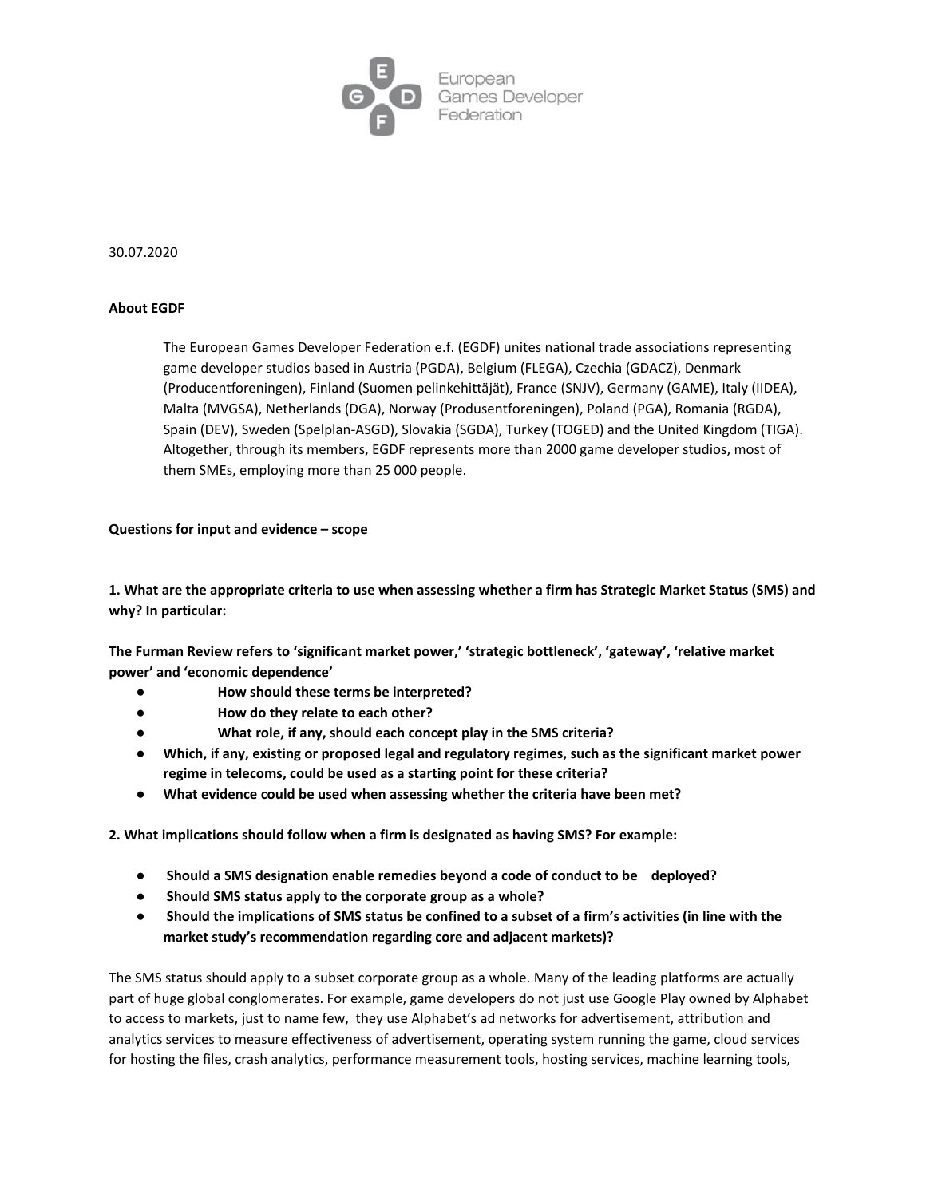European Games Developer Federation

30.07.2020

**About EGDF**

The European Games Developer Federation e.f. (EGDF) unites national trade associations representing game developer studios based in Austria (PGDA), Belgium (FLEGA), Czechia (GDACZ), Denmark (Producentforeningen), Finland (Suomen pelinkehittäjät), France (SNJV), Germany (GAME), Italy (IIDEA), Malta (MVGSA), Netherlands (DGA), Norway (Produsentforeningen), Poland (PGA), Romania (RGDA), Spain (DEV), Sweden (Spelplan-ASGD), Slovakia (SGDA), Turkey (TOGED) and the United Kingdom (TIGA). Altogether, through its members, EGDF represents more than 2000 game developer studios, most of them SMEs, employing more than 25 000 people.

**Questions for input and evidence – scope**

**1. What are the appropriate criteria to use when assessing whether a firm has Strategic Market Status (SMS) and why? In particular:**

**The Furman Review refers to 'significant market power,' 'strategic bottleneck', 'gateway', 'relative market power' and 'economic dependence'**

- **How should these terms be interpreted?**
- **How do they relate to each other?**
- **What role, if any, should each concept play in the SMS criteria?**
- **Which, if any, existing or proposed legal and regulatory regimes, such as the significant market power regime in telecoms, could be used as a starting point for these criteria?**
- **What evidence could be used when assessing whether the criteria have been met?**

**2. What implications should follow when a firm is designated as having SMS? For example:**

- **Should a SMS designation enable remedies beyond a code of conduct to be deployed?**
- **Should SMS status apply to the corporate group as a whole?**
- **Should the implications of SMS status be confined to a subset of a firm's activities (in line with the market study's recommendation regarding core and adjacent markets)?**

The SMS status should apply to a subset corporate group as a whole. Many of the leading platforms are actually part of huge global conglomerates. For example, game developers do not just use Google Play owned by Alphabet to access to markets, just to name few, they use Alphabet's ad networks for advertisement, attribution and analytics services to measure effectiveness of advertisement, operating system running the game, cloud services for hosting the files, crash analytics, performance measurement tools, hosting services, machine learning tools,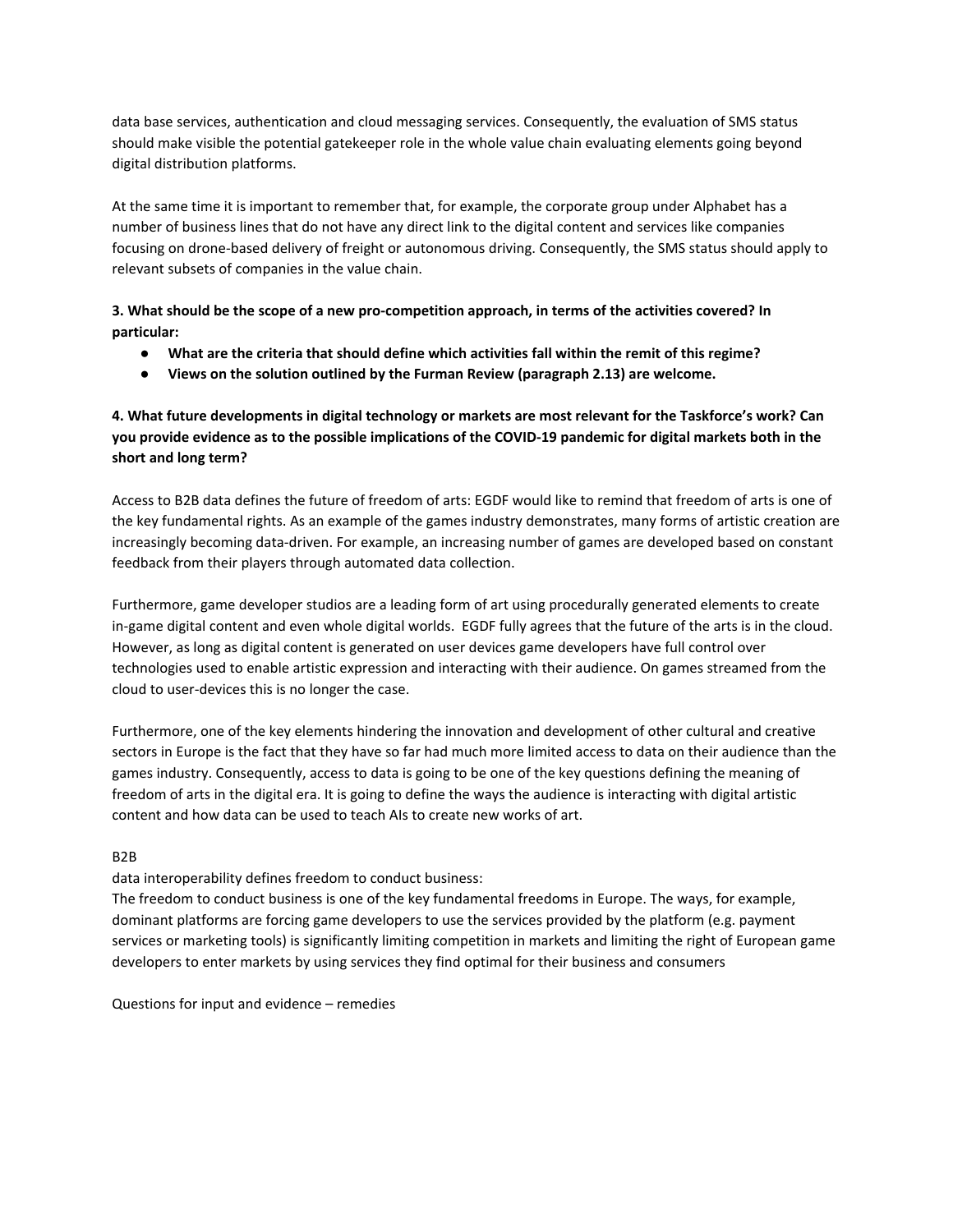data base services, authentication and cloud messaging services. Consequently, the evaluation of SMS status should make visible the potential gatekeeper role in the whole value chain evaluating elements going beyond digital distribution platforms.

At the same time it is important to remember that, for example, the corporate group under Alphabet has a number of business lines that do not have any direct link to the digital content and services like companies focusing on drone-based delivery of freight or autonomous driving. Consequently, the SMS status should apply to relevant subsets of companies in the value chain.

**3. What should be the scope of a new pro-competition approach, in terms of the activities covered? In particular:**

- **What are the criteria that should define which activities fall within the remit of this regime?**
- **Views on the solution outlined by the Furman Review (paragraph 2.13) are welcome.**

**4. What future developments in digital technology or markets are most relevant for the Taskforce's work? Can you provide evidence as to the possible implications of the COVID-19 pandemic for digital markets both in the short and long term?**

Access to B2B data defines the future of freedom of arts: EGDF would like to remind that freedom of arts is one of the key fundamental rights. As an example of the games industry demonstrates, many forms of artistic creation are increasingly becoming data-driven. For example, an increasing number of games are developed based on constant feedback from their players through automated data collection.

Furthermore, game developer studios are a leading form of art using procedurally generated elements to create in-game digital content and even whole digital worlds. EGDF fully agrees that the future of the arts is in the cloud. However, as long as digital content is generated on user devices game developers have full control over technologies used to enable artistic expression and interacting with their audience. On games streamed from the cloud to user-devices this is no longer the case.

Furthermore, one of the key elements hindering the innovation and development of other cultural and creative sectors in Europe is the fact that they have so far had much more limited access to data on their audience than the games industry. Consequently, access to data is going to be one of the key questions defining the meaning of freedom of arts in the digital era. It is going to define the ways the audience is interacting with digital artistic content and how data can be used to teach AIs to create new works of art.

B2B

data interoperability defines freedom to conduct business:

The freedom to conduct business is one of the key fundamental freedoms in Europe. The ways, for example, dominant platforms are forcing game developers to use the services provided by the platform (e.g. payment services or marketing tools) is significantly limiting competition in markets and limiting the right of European game developers to enter markets by using services they find optimal for their business and consumers

Questions for input and evidence – remedies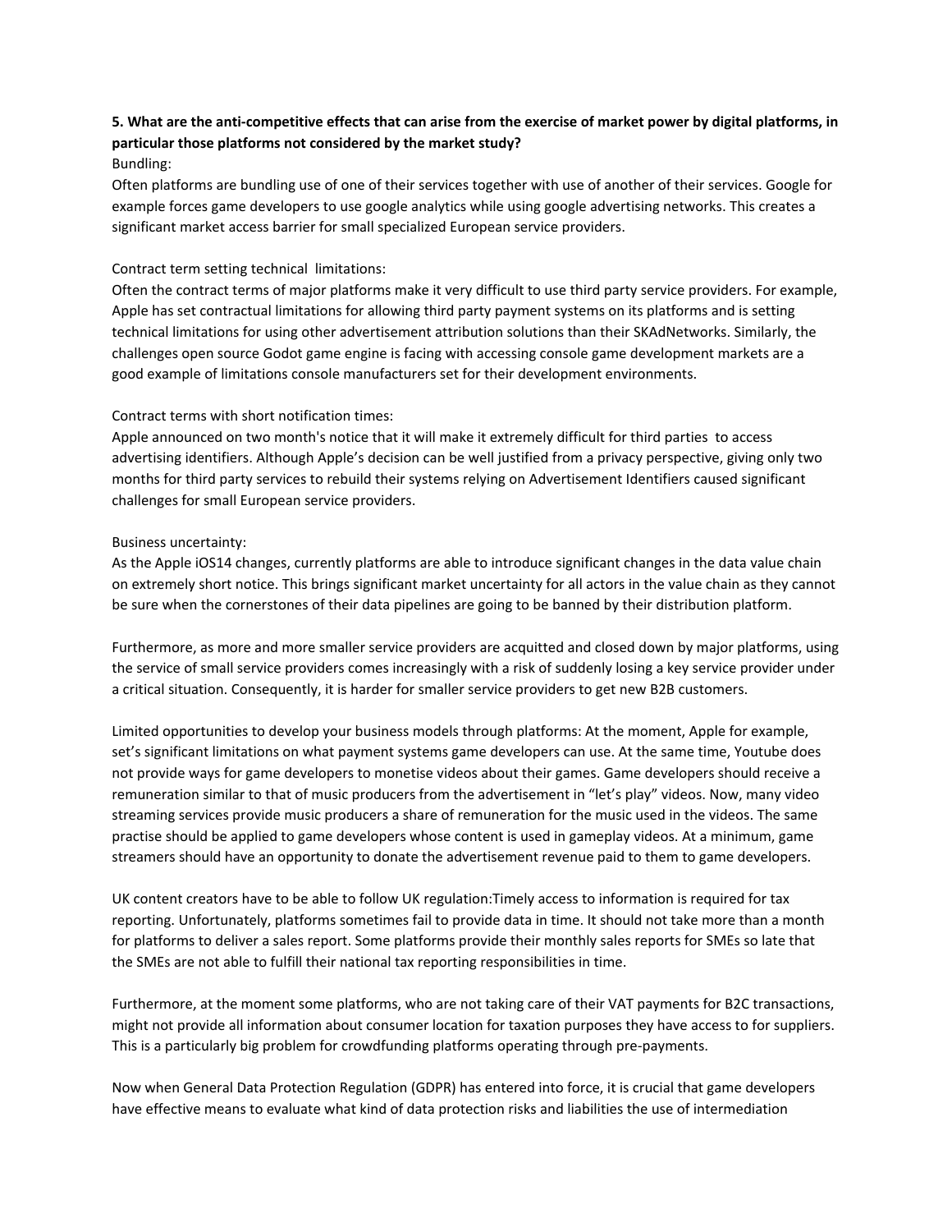**5. What are the anti-competitive effects that can arise from the exercise of market power by digital platforms, in particular those platforms not considered by the market study?**

Bundling:

Often platforms are bundling use of one of their services together with use of another of their services. Google for example forces game developers to use google analytics while using google advertising networks. This creates a significant market access barrier for small specialized European service providers.

Contract term setting technical limitations:

Often the contract terms of major platforms make it very difficult to use third party service providers. For example, Apple has set contractual limitations for allowing third party payment systems on its platforms and is setting technical limitations for using other advertisement attribution solutions than their SKAdNetworks. Similarly, the challenges open source Godot game engine is facing with accessing console game development markets are a good example of limitations console manufacturers set for their development environments.

Contract terms with short notification times:

Apple announced on two month's notice that it will make it extremely difficult for third parties to access advertising identifiers. Although Apple's decision can be well justified from a privacy perspective, giving only two months for third party services to rebuild their systems relying on Advertisement Identifiers caused significant challenges for small European service providers.

Business uncertainty:

As the Apple iOS14 changes, currently platforms are able to introduce significant changes in the data value chain on extremely short notice. This brings significant market uncertainty for all actors in the value chain as they cannot be sure when the cornerstones of their data pipelines are going to be banned by their distribution platform.

Furthermore, as more and more smaller service providers are acquitted and closed down by major platforms, using the service of small service providers comes increasingly with a risk of suddenly losing a key service provider under a critical situation. Consequently, it is harder for smaller service providers to get new B2B customers.

Limited opportunities to develop your business models through platforms: At the moment, Apple for example, set's significant limitations on what payment systems game developers can use. At the same time, Youtube does not provide ways for game developers to monetise videos about their games. Game developers should receive a remuneration similar to that of music producers from the advertisement in "let's play" videos. Now, many video streaming services provide music producers a share of remuneration for the music used in the videos. The same practise should be applied to game developers whose content is used in gameplay videos. At a minimum, game streamers should have an opportunity to donate the advertisement revenue paid to them to game developers.

UK content creators have to be able to follow UK regulation:Timely access to information is required for tax reporting. Unfortunately, platforms sometimes fail to provide data in time. It should not take more than a month for platforms to deliver a sales report. Some platforms provide their monthly sales reports for SMEs so late that the SMEs are not able to fulfill their national tax reporting responsibilities in time.

Furthermore, at the moment some platforms, who are not taking care of their VAT payments for B2C transactions, might not provide all information about consumer location for taxation purposes they have access to for suppliers. This is a particularly big problem for crowdfunding platforms operating through pre-payments.

Now when General Data Protection Regulation (GDPR) has entered into force, it is crucial that game developers have effective means to evaluate what kind of data protection risks and liabilities the use of intermediation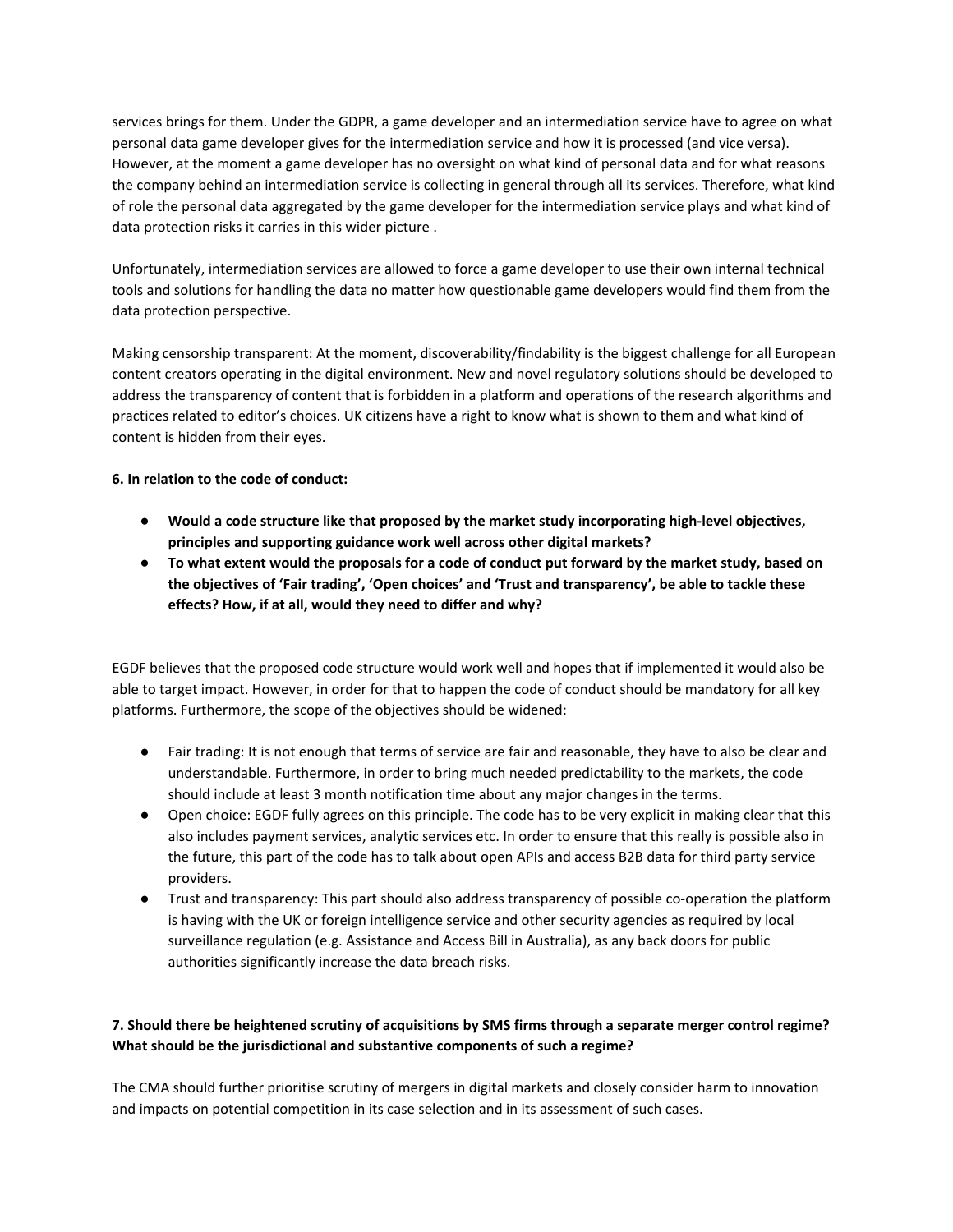services brings for them. Under the GDPR, a game developer and an intermediation service have to agree on what personal data game developer gives for the intermediation service and how it is processed (and vice versa). However, at the moment a game developer has no oversight on what kind of personal data and for what reasons the company behind an intermediation service is collecting in general through all its services. Therefore, what kind of role the personal data aggregated by the game developer for the intermediation service plays and what kind of data protection risks it carries in this wider picture .

Unfortunately, intermediation services are allowed to force a game developer to use their own internal technical tools and solutions for handling the data no matter how questionable game developers would find them from the data protection perspective.

Making censorship transparent: At the moment, discoverability/findability is the biggest challenge for all European content creators operating in the digital environment. New and novel regulatory solutions should be developed to address the transparency of content that is forbidden in a platform and operations of the research algorithms and practices related to editor's choices. UK citizens have a right to know what is shown to them and what kind of content is hidden from their eyes.

**6. In relation to the code of conduct:**

- **Would a code structure like that proposed by the market study incorporating high-level objectives, principles and supporting guidance work well across other digital markets?**
- **To what extent would the proposals for a code of conduct put forward by the market study, based on the objectives of 'Fair trading', 'Open choices' and 'Trust and transparency', be able to tackle these effects? How, if at all, would they need to differ and why?**

EGDF believes that the proposed code structure would work well and hopes that if implemented it would also be able to target impact. However, in order for that to happen the code of conduct should be mandatory for all key platforms. Furthermore, the scope of the objectives should be widened:

- Fair trading: It is not enough that terms of service are fair and reasonable, they have to also be clear and understandable. Furthermore, in order to bring much needed predictability to the markets, the code should include at least 3 month notification time about any major changes in the terms.
- Open choice: EGDF fully agrees on this principle. The code has to be very explicit in making clear that this also includes payment services, analytic services etc. In order to ensure that this really is possible also in the future, this part of the code has to talk about open APIs and access B2B data for third party service providers.
- Trust and transparency: This part should also address transparency of possible co-operation the platform is having with the UK or foreign intelligence service and other security agencies as required by local surveillance regulation (e.g. Assistance and Access Bill in Australia), as any back doors for public authorities significantly increase the data breach risks.

**7. Should there be heightened scrutiny of acquisitions by SMS firms through a separate merger control regime? What should be the jurisdictional and substantive components of such a regime?**

The CMA should further prioritise scrutiny of mergers in digital markets and closely consider harm to innovation and impacts on potential competition in its case selection and in its assessment of such cases.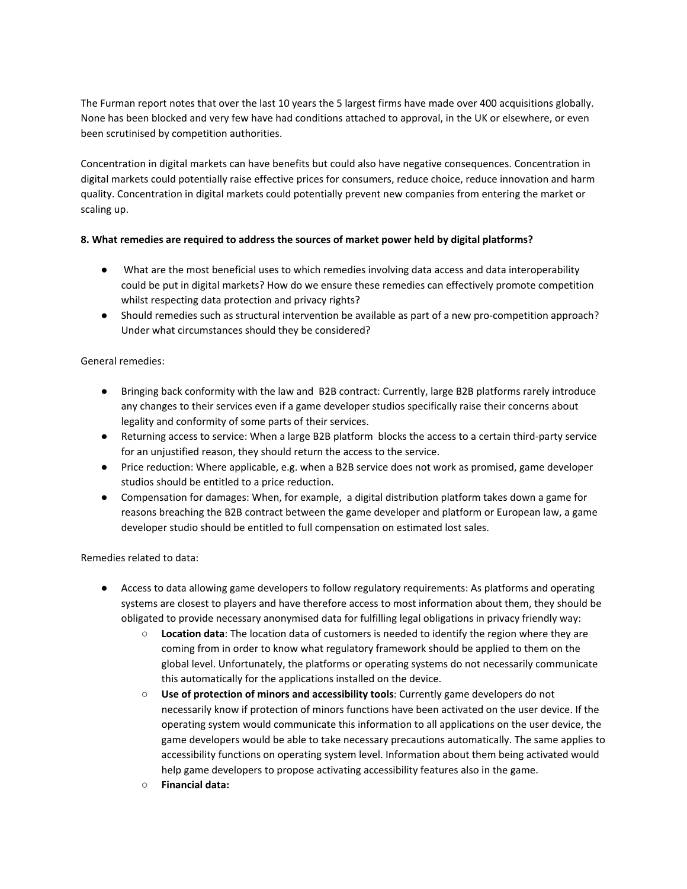The Furman report notes that over the last 10 years the 5 largest firms have made over 400 acquisitions globally. None has been blocked and very few have had conditions attached to approval, in the UK or elsewhere, or even been scrutinised by competition authorities.

Concentration in digital markets can have benefits but could also have negative consequences. Concentration in digital markets could potentially raise effective prices for consumers, reduce choice, reduce innovation and harm quality. Concentration in digital markets could potentially prevent new companies from entering the market or scaling up.

**8. What remedies are required to address the sources of market power held by digital platforms?**

- What are the most beneficial uses to which remedies involving data access and data interoperability could be put in digital markets? How do we ensure these remedies can effectively promote competition whilst respecting data protection and privacy rights?
- Should remedies such as structural intervention be available as part of a new pro-competition approach? Under what circumstances should they be considered?

General remedies:

- Bringing back conformity with the law and B2B contract: Currently, large B2B platforms rarely introduce any changes to their services even if a game developer studios specifically raise their concerns about legality and conformity of some parts of their services.
- Returning access to service: When a large B2B platform blocks the access to a certain third-party service for an unjustified reason, they should return the access to the service.
- Price reduction: Where applicable, e.g. when a B2B service does not work as promised, game developer studios should be entitled to a price reduction.
- Compensation for damages: When, for example, a digital distribution platform takes down a game for reasons breaching the B2B contract between the game developer and platform or European law, a game developer studio should be entitled to full compensation on estimated lost sales.

Remedies related to data:

- Access to data allowing game developers to follow regulatory requirements: As platforms and operating systems are closest to players and have therefore access to most information about them, they should be obligated to provide necessary anonymised data for fulfilling legal obligations in privacy friendly way:
    - **Location data**: The location data of customers is needed to identify the region where they are coming from in order to know what regulatory framework should be applied to them on the global level. Unfortunately, the platforms or operating systems do not necessarily communicate this automatically for the applications installed on the device.
    - **Use of protection of minors and accessibility tools**: Currently game developers do not necessarily know if protection of minors functions have been activated on the user device. If the operating system would communicate this information to all applications on the user device, the game developers would be able to take necessary precautions automatically. The same applies to accessibility functions on operating system level. Information about them being activated would help game developers to propose activating accessibility features also in the game.
    - **Financial data:**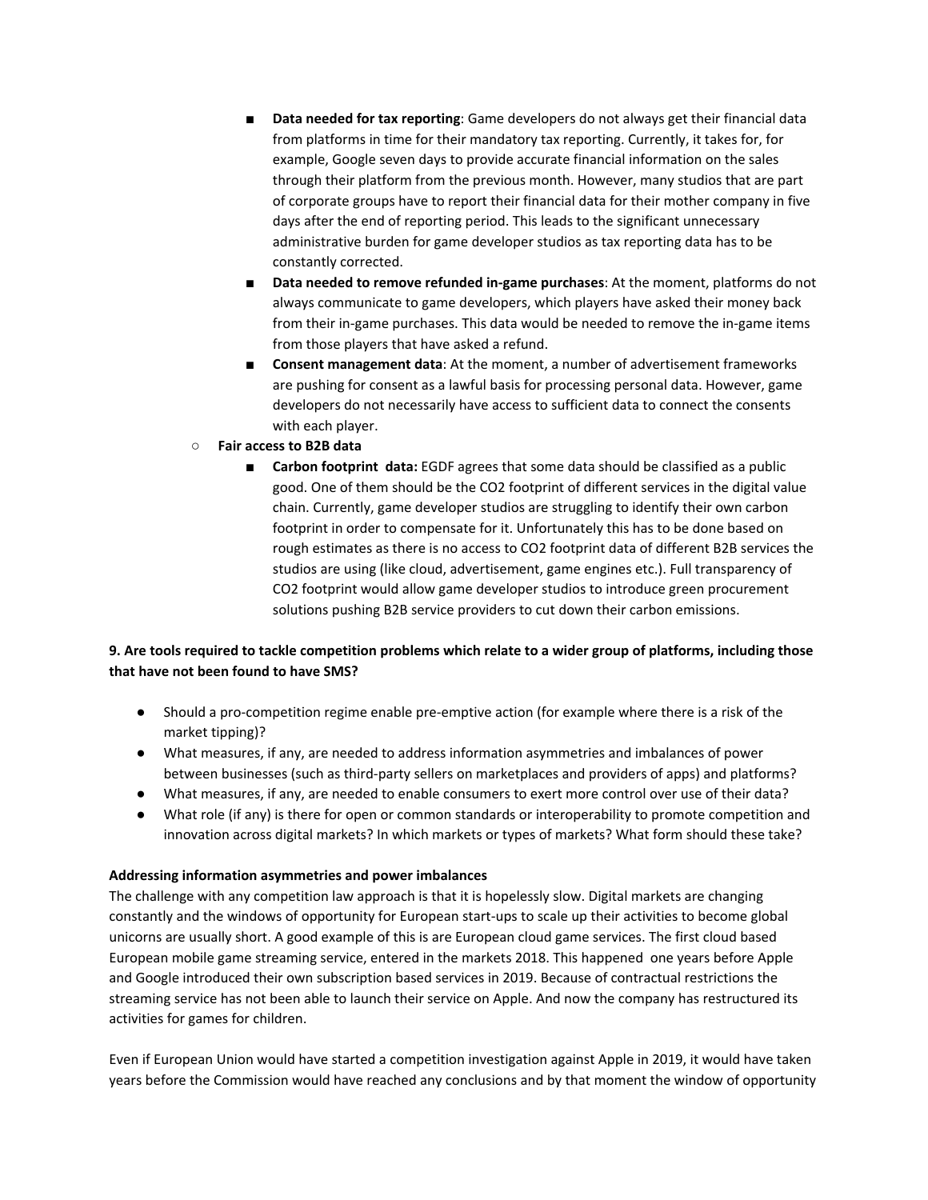- **Data needed for tax reporting**: Game developers do not always get their financial data from platforms in time for their mandatory tax reporting. Currently, it takes for, for example, Google seven days to provide accurate financial information on the sales through their platform from the previous month. However, many studios that are part of corporate groups have to report their financial data for their mother company in five days after the end of reporting period. This leads to the significant unnecessary administrative burden for game developer studios as tax reporting data has to be constantly corrected.
    - **Data needed to remove refunded in-game purchases**: At the moment, platforms do not always communicate to game developers, which players have asked their money back from their in-game purchases. This data would be needed to remove the in-game items from those players that have asked a refund.
    - **Consent management data**: At the moment, a number of advertisement frameworks are pushing for consent as a lawful basis for processing personal data. However, game developers do not necessarily have access to sufficient data to connect the consents with each player.
  - **Fair access to B2B data**
    - **Carbon footprint data:** EGDF agrees that some data should be classified as a public good. One of them should be the CO2 footprint of different services in the digital value chain. Currently, game developer studios are struggling to identify their own carbon footprint in order to compensate for it. Unfortunately this has to be done based on rough estimates as there is no access to CO2 footprint data of different B2B services the studios are using (like cloud, advertisement, game engines etc.). Full transparency of CO2 footprint would allow game developer studios to introduce green procurement solutions pushing B2B service providers to cut down their carbon emissions.

**9. Are tools required to tackle competition problems which relate to a wider group of platforms, including those that have not been found to have SMS?**

- Should a pro-competition regime enable pre-emptive action (for example where there is a risk of the market tipping)?
- What measures, if any, are needed to address information asymmetries and imbalances of power between businesses (such as third-party sellers on marketplaces and providers of apps) and platforms?
- What measures, if any, are needed to enable consumers to exert more control over use of their data?
- What role (if any) is there for open or common standards or interoperability to promote competition and innovation across digital markets? In which markets or types of markets? What form should these take?

**Addressing information asymmetries and power imbalances**

The challenge with any competition law approach is that it is hopelessly slow. Digital markets are changing constantly and the windows of opportunity for European start-ups to scale up their activities to become global unicorns are usually short. A good example of this is are European cloud game services. The first cloud based European mobile game streaming service, entered in the markets 2018. This happened one years before Apple and Google introduced their own subscription based services in 2019. Because of contractual restrictions the streaming service has not been able to launch their service on Apple. And now the company has restructured its activities for games for children.

Even if European Union would have started a competition investigation against Apple in 2019, it would have taken years before the Commission would have reached any conclusions and by that moment the window of opportunity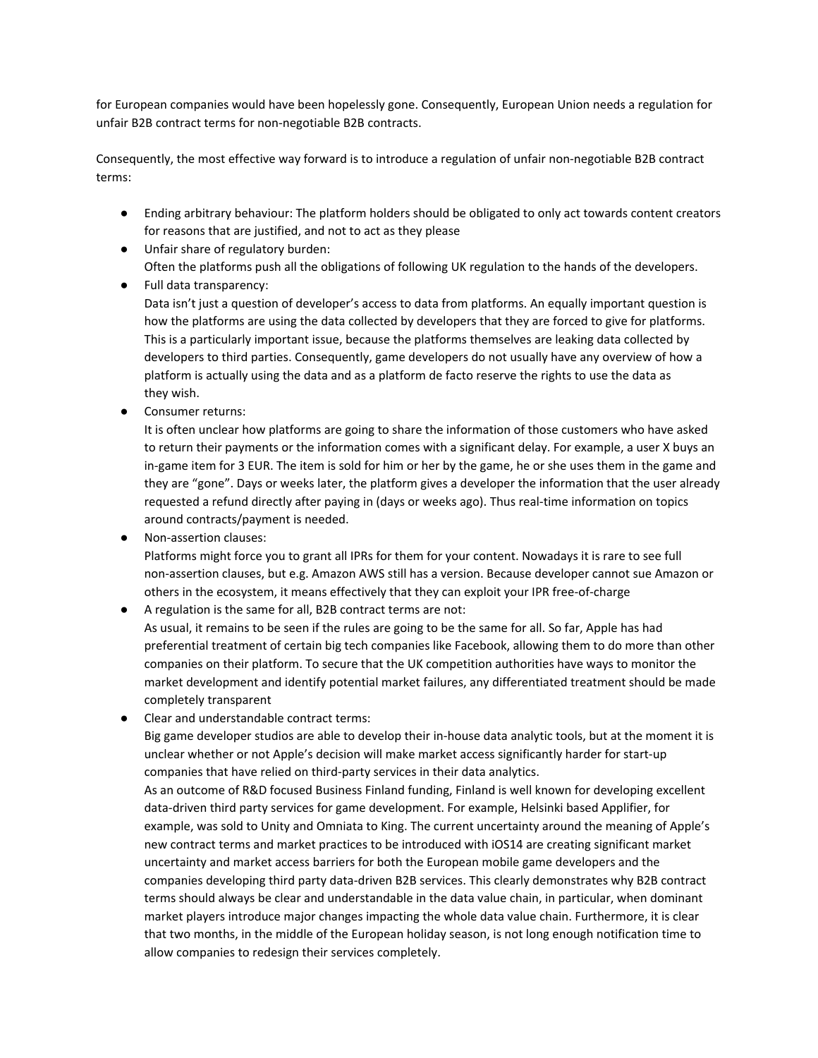for European companies would have been hopelessly gone. Consequently, European Union needs a regulation for unfair B2B contract terms for non-negotiable B2B contracts.

Consequently, the most effective way forward is to introduce a regulation of unfair non-negotiable B2B contract terms:

- Ending arbitrary behaviour: The platform holders should be obligated to only act towards content creators for reasons that are justified, and not to act as they please
- Unfair share of regulatory burden:
  Often the platforms push all the obligations of following UK regulation to the hands of the developers.
- Full data transparency:
  Data isn't just a question of developer's access to data from platforms. An equally important question is how the platforms are using the data collected by developers that they are forced to give for platforms. This is a particularly important issue, because the platforms themselves are leaking data collected by developers to third parties. Consequently, game developers do not usually have any overview of how a platform is actually using the data and as a platform de facto reserve the rights to use the data as they wish.
- Consumer returns:
  It is often unclear how platforms are going to share the information of those customers who have asked to return their payments or the information comes with a significant delay. For example, a user X buys an in-game item for 3 EUR. The item is sold for him or her by the game, he or she uses them in the game and they are "gone". Days or weeks later, the platform gives a developer the information that the user already requested a refund directly after paying in (days or weeks ago). Thus real-time information on topics around contracts/payment is needed.
- Non-assertion clauses:
  Platforms might force you to grant all IPRs for them for your content. Nowadays it is rare to see full non-assertion clauses, but e.g. Amazon AWS still has a version. Because developer cannot sue Amazon or others in the ecosystem, it means effectively that they can exploit your IPR free-of-charge
- A regulation is the same for all, B2B contract terms are not:
  As usual, it remains to be seen if the rules are going to be the same for all. So far, Apple has had preferential treatment of certain big tech companies like Facebook, allowing them to do more than other companies on their platform. To secure that the UK competition authorities have ways to monitor the market development and identify potential market failures, any differentiated treatment should be made completely transparent
- Clear and understandable contract terms:
  Big game developer studios are able to develop their in-house data analytic tools, but at the moment it is unclear whether or not Apple's decision will make market access significantly harder for start-up companies that have relied on third-party services in their data analytics.
  As an outcome of R&D focused Business Finland funding, Finland is well known for developing excellent data-driven third party services for game development. For example, Helsinki based Applifier, for example, was sold to Unity and Omniata to King. The current uncertainty around the meaning of Apple's new contract terms and market practices to be introduced with iOS14 are creating significant market uncertainty and market access barriers for both the European mobile game developers and the companies developing third party data-driven B2B services. This clearly demonstrates why B2B contract terms should always be clear and understandable in the data value chain, in particular, when dominant market players introduce major changes impacting the whole data value chain. Furthermore, it is clear that two months, in the middle of the European holiday season, is not long enough notification time to allow companies to redesign their services completely.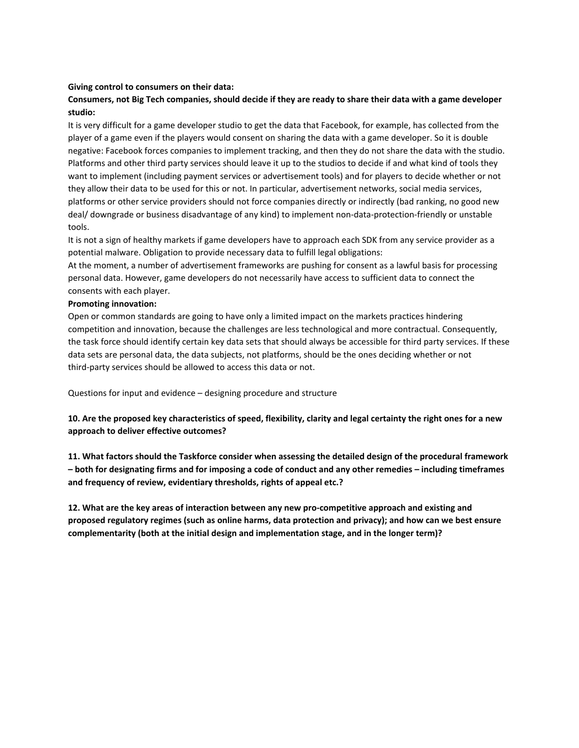**Giving control to consumers on their data:**

**Consumers, not Big Tech companies, should decide if they are ready to share their data with a game developer studio:**

It is very difficult for a game developer studio to get the data that Facebook, for example, has collected from the player of a game even if the players would consent on sharing the data with a game developer. So it is double negative: Facebook forces companies to implement tracking, and then they do not share the data with the studio. Platforms and other third party services should leave it up to the studios to decide if and what kind of tools they want to implement (including payment services or advertisement tools) and for players to decide whether or not they allow their data to be used for this or not. In particular, advertisement networks, social media services, platforms or other service providers should not force companies directly or indirectly (bad ranking, no good new deal/ downgrade or business disadvantage of any kind) to implement non-data-protection-friendly or unstable tools.

It is not a sign of healthy markets if game developers have to approach each SDK from any service provider as a potential malware. Obligation to provide necessary data to fulfill legal obligations:

At the moment, a number of advertisement frameworks are pushing for consent as a lawful basis for processing personal data. However, game developers do not necessarily have access to sufficient data to connect the consents with each player.

**Promoting innovation:**

Open or common standards are going to have only a limited impact on the markets practices hindering competition and innovation, because the challenges are less technological and more contractual. Consequently, the task force should identify certain key data sets that should always be accessible for third party services. If these data sets are personal data, the data subjects, not platforms, should be the ones deciding whether or not third-party services should be allowed to access this data or not.

Questions for input and evidence – designing procedure and structure

**10. Are the proposed key characteristics of speed, flexibility, clarity and legal certainty the right ones for a new approach to deliver effective outcomes?**

**11. What factors should the Taskforce consider when assessing the detailed design of the procedural framework – both for designating firms and for imposing a code of conduct and any other remedies – including timeframes and frequency of review, evidentiary thresholds, rights of appeal etc.?**

**12. What are the key areas of interaction between any new pro-competitive approach and existing and proposed regulatory regimes (such as online harms, data protection and privacy); and how can we best ensure complementarity (both at the initial design and implementation stage, and in the longer term)?**